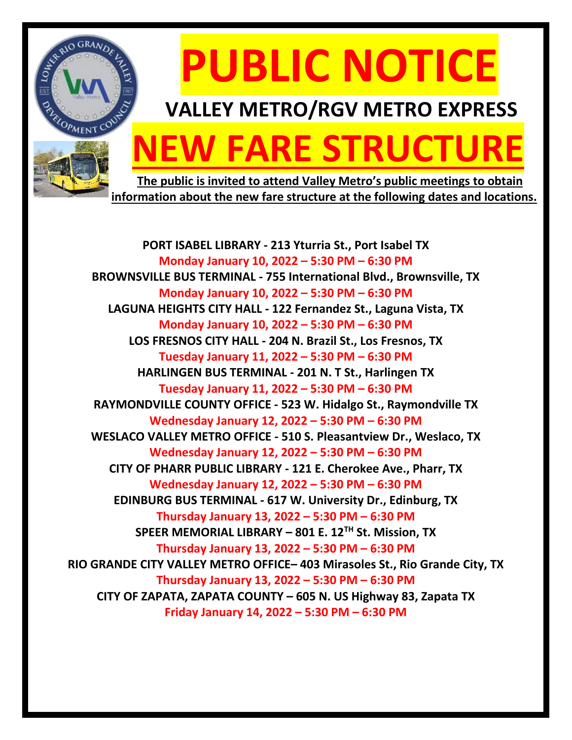# PUBLIC NOTICE

## VALLEY METRO/RGV METRO EXPRESS

# NEW FARE STRUCTURE

**The public is invited to attend Valley Metro's public meetings to obtain information about the new fare structure at the following dates and locations.**

**PORT ISABEL LIBRARY - 213 Yturria St., Port Isabel TX**
**Monday January 10, 2022 – 5:30 PM – 6:30 PM**

**BROWNSVILLE BUS TERMINAL - 755 International Blvd., Brownsville, TX**
**Monday January 10, 2022 – 5:30 PM – 6:30 PM**

**LAGUNA HEIGHTS CITY HALL - 122 Fernandez St., Laguna Vista, TX**
**Monday January 10, 2022 – 5:30 PM – 6:30 PM**

**LOS FRESNOS CITY HALL - 204 N. Brazil St., Los Fresnos, TX**
**Tuesday January 11, 2022 – 5:30 PM – 6:30 PM**

**HARLINGEN BUS TERMINAL - 201 N. T St., Harlingen TX**
**Tuesday January 11, 2022 – 5:30 PM – 6:30 PM**

**RAYMONDVILLE COUNTY OFFICE - 523 W. Hidalgo St., Raymondville TX**
**Wednesday January 12, 2022 – 5:30 PM – 6:30 PM**

**WESLACO VALLEY METRO OFFICE - 510 S. Pleasantview Dr., Weslaco, TX**
**Wednesday January 12, 2022 – 5:30 PM – 6:30 PM**

**CITY OF PHARR PUBLIC LIBRARY - 121 E. Cherokee Ave., Pharr, TX**
**Wednesday January 12, 2022 – 5:30 PM – 6:30 PM**

**EDINBURG BUS TERMINAL - 617 W. University Dr., Edinburg, TX**
**Thursday January 13, 2022 – 5:30 PM – 6:30 PM**

**SPEER MEMORIAL LIBRARY – 801 E. 12TH St. Mission, TX**
**Thursday January 13, 2022 – 5:30 PM – 6:30 PM**

**RIO GRANDE CITY VALLEY METRO OFFICE– 403 Mirasoles St., Rio Grande City, TX**
**Thursday January 13, 2022 – 5:30 PM – 6:30 PM**

**CITY OF ZAPATA, ZAPATA COUNTY – 605 N. US Highway 83, Zapata TX**
**Friday January 14, 2022 – 5:30 PM – 6:30 PM**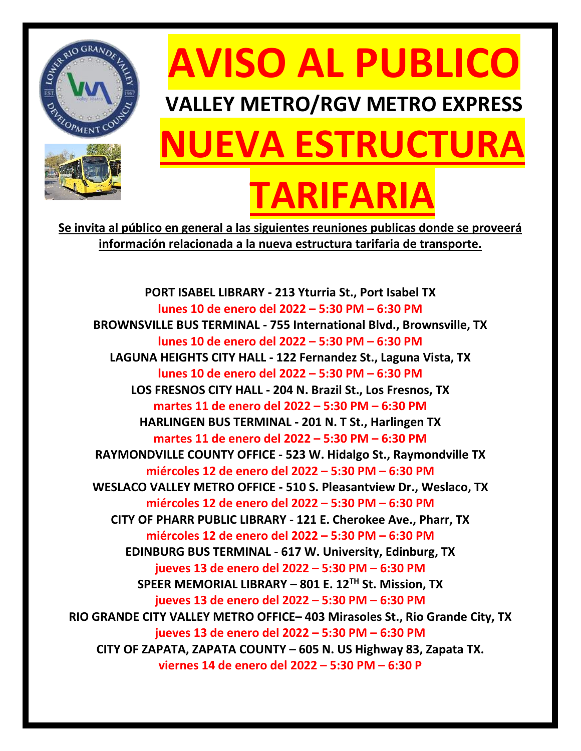# AVISO AL PUBLICO

## VALLEY METRO/RGV METRO EXPRESS

# NUEVA ESTRUCTURA TARIFARIA

**Se invita al público en general a las siguientes reuniones publicas donde se proveerá información relacionada a la nueva estructura tarifaria de transporte.**

**PORT ISABEL LIBRARY - 213 Yturria St., Port Isabel TX**
**lunes 10 de enero del 2022 – 5:30 PM – 6:30 PM**

**BROWNSVILLE BUS TERMINAL - 755 International Blvd., Brownsville, TX**
**lunes 10 de enero del 2022 – 5:30 PM – 6:30 PM**

**LAGUNA HEIGHTS CITY HALL - 122 Fernandez St., Laguna Vista, TX**
**lunes 10 de enero del 2022 – 5:30 PM – 6:30 PM**

**LOS FRESNOS CITY HALL - 204 N. Brazil St., Los Fresnos, TX**
**martes 11 de enero del 2022 – 5:30 PM – 6:30 PM**

**HARLINGEN BUS TERMINAL - 201 N. T St., Harlingen TX**
**martes 11 de enero del 2022 – 5:30 PM – 6:30 PM**

**RAYMONDVILLE COUNTY OFFICE - 523 W. Hidalgo St., Raymondville TX**
**miércoles 12 de enero del 2022 – 5:30 PM – 6:30 PM**

**WESLACO VALLEY METRO OFFICE - 510 S. Pleasantview Dr., Weslaco, TX**
**miércoles 12 de enero del 2022 – 5:30 PM – 6:30 PM**

**CITY OF PHARR PUBLIC LIBRARY - 121 E. Cherokee Ave., Pharr, TX**
**miércoles 12 de enero del 2022 – 5:30 PM – 6:30 PM**

**EDINBURG BUS TERMINAL - 617 W. University, Edinburg, TX**
**jueves 13 de enero del 2022 – 5:30 PM – 6:30 PM**

**SPEER MEMORIAL LIBRARY – 801 E. 12TH St. Mission, TX**
**jueves 13 de enero del 2022 – 5:30 PM – 6:30 PM**

**RIO GRANDE CITY VALLEY METRO OFFICE– 403 Mirasoles St., Rio Grande City, TX**
**jueves 13 de enero del 2022 – 5:30 PM – 6:30 PM**

**CITY OF ZAPATA, ZAPATA COUNTY – 605 N. US Highway 83, Zapata TX.**
**viernes 14 de enero del 2022 – 5:30 PM – 6:30 P**